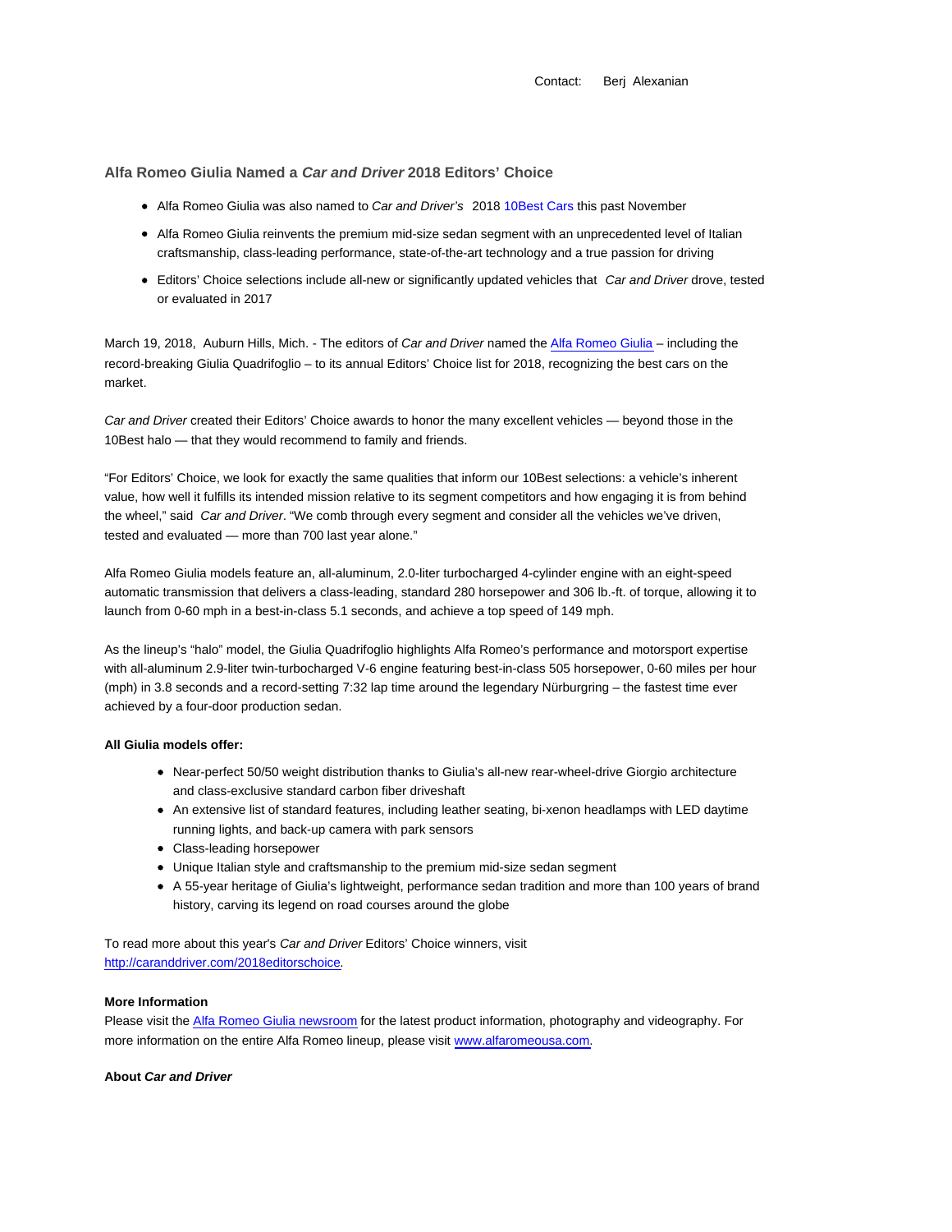Contact: Berj Alexanian

## Alfa Romeo Giulia Named a *Car and Driver* 2018 Editors' Choice

- Alfa Romeo Giulia was also named to *Car and Driver's* 2018 10Best Cars this past November
- Alfa Romeo Giulia reinvents the premium mid-size sedan segment with an unprecedented level of Italian craftsmanship, class-leading performance, state-of-the-art technology and a true passion for driving
- Editors' Choice selections include all-new or significantly updated vehicles that *Car and Driver* drove, tested or evaluated in 2017

March 19, 2018, Auburn Hills, Mich. - The editors of *Car and Driver* named the Alfa Romeo Giulia – including the record-breaking Giulia Quadrifoglio – to its annual Editors' Choice list for 2018, recognizing the best cars on the market.

*Car and Driver* created their Editors' Choice awards to honor the many excellent vehicles — beyond those in the 10Best halo — that they would recommend to family and friends.

"For Editors' Choice, we look for exactly the same qualities that inform our 10Best selections: a vehicle's inherent value, how well it fulfills its intended mission relative to its segment competitors and how engaging it is from behind the wheel," said *Car and Driver*. "We comb through every segment and consider all the vehicles we've driven, tested and evaluated — more than 700 last year alone."

Alfa Romeo Giulia models feature an, all-aluminum, 2.0-liter turbocharged 4-cylinder engine with an eight-speed automatic transmission that delivers a class-leading, standard 280 horsepower and 306 lb.-ft. of torque, allowing it to launch from 0-60 mph in a best-in-class 5.1 seconds, and achieve a top speed of 149 mph.

As the lineup's "halo" model, the Giulia Quadrifoglio highlights Alfa Romeo's performance and motorsport expertise with all-aluminum 2.9-liter twin-turbocharged V-6 engine featuring best-in-class 505 horsepower, 0-60 miles per hour (mph) in 3.8 seconds and a record-setting 7:32 lap time around the legendary Nürburgring – the fastest time ever achieved by a four-door production sedan.

**All Giulia models offer:**

- Near-perfect 50/50 weight distribution thanks to Giulia's all-new rear-wheel-drive Giorgio architecture and class-exclusive standard carbon fiber driveshaft
- An extensive list of standard features, including leather seating, bi-xenon headlamps with LED daytime running lights, and back-up camera with park sensors
- Class-leading horsepower
- Unique Italian style and craftsmanship to the premium mid-size sedan segment
- A 55-year heritage of Giulia's lightweight, performance sedan tradition and more than 100 years of brand history, carving its legend on road courses around the globe

To read more about this year's *Car and Driver* Editors' Choice winners, visit http://caranddriver.com/2018editorschoice.

**More Information**

Please visit the Alfa Romeo Giulia newsroom for the latest product information, photography and videography. For more information on the entire Alfa Romeo lineup, please visit www.alfaromeousa.com.

**About *Car and Driver***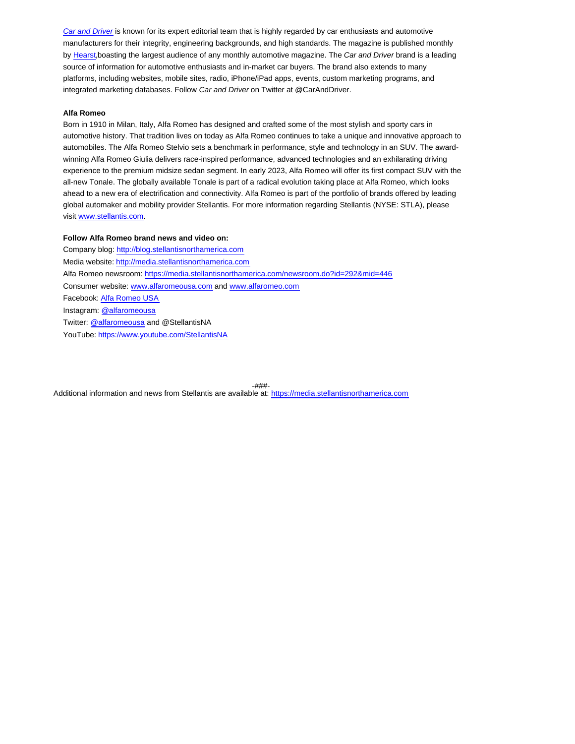*Car and Driver* is known for its expert editorial team that is highly regarded by car enthusiasts and automotive manufacturers for their integrity, engineering backgrounds, and high standards. The magazine is published monthly by Hearst,boasting the largest audience of any monthly automotive magazine. The *Car and Driver* brand is a leading source of information for automotive enthusiasts and in-market car buyers. The brand also extends to many platforms, including websites, mobile sites, radio, iPhone/iPad apps, events, custom marketing programs, and integrated marketing databases. Follow *Car and Driver* on Twitter at @CarAndDriver.

**Alfa Romeo**

Born in 1910 in Milan, Italy, Alfa Romeo has designed and crafted some of the most stylish and sporty cars in automotive history. That tradition lives on today as Alfa Romeo continues to take a unique and innovative approach to automobiles. The Alfa Romeo Stelvio sets a benchmark in performance, style and technology in an SUV. The award-winning Alfa Romeo Giulia delivers race-inspired performance, advanced technologies and an exhilarating driving experience to the premium midsize sedan segment. In early 2023, Alfa Romeo will offer its first compact SUV with the all-new Tonale. The globally available Tonale is part of a radical evolution taking place at Alfa Romeo, which looks ahead to a new era of electrification and connectivity. Alfa Romeo is part of the portfolio of brands offered by leading global automaker and mobility provider Stellantis. For more information regarding Stellantis (NYSE: STLA), please visit www.stellantis.com.

**Follow Alfa Romeo brand news and video on:**

Company blog: http://blog.stellantisnorthamerica.com
Media website: http://media.stellantisnorthamerica.com
Alfa Romeo newsroom: https://media.stellantisnorthamerica.com/newsroom.do?id=292&mid=446
Consumer website: www.alfaromeousa.com and www.alfaromeo.com
Facebook: Alfa Romeo USA
Instagram: @alfaromeousa
Twitter: @alfaromeousa and @StellantisNA
YouTube: https://www.youtube.com/StellantisNA

-###-

Additional information and news from Stellantis are available at: https://media.stellantisnorthamerica.com